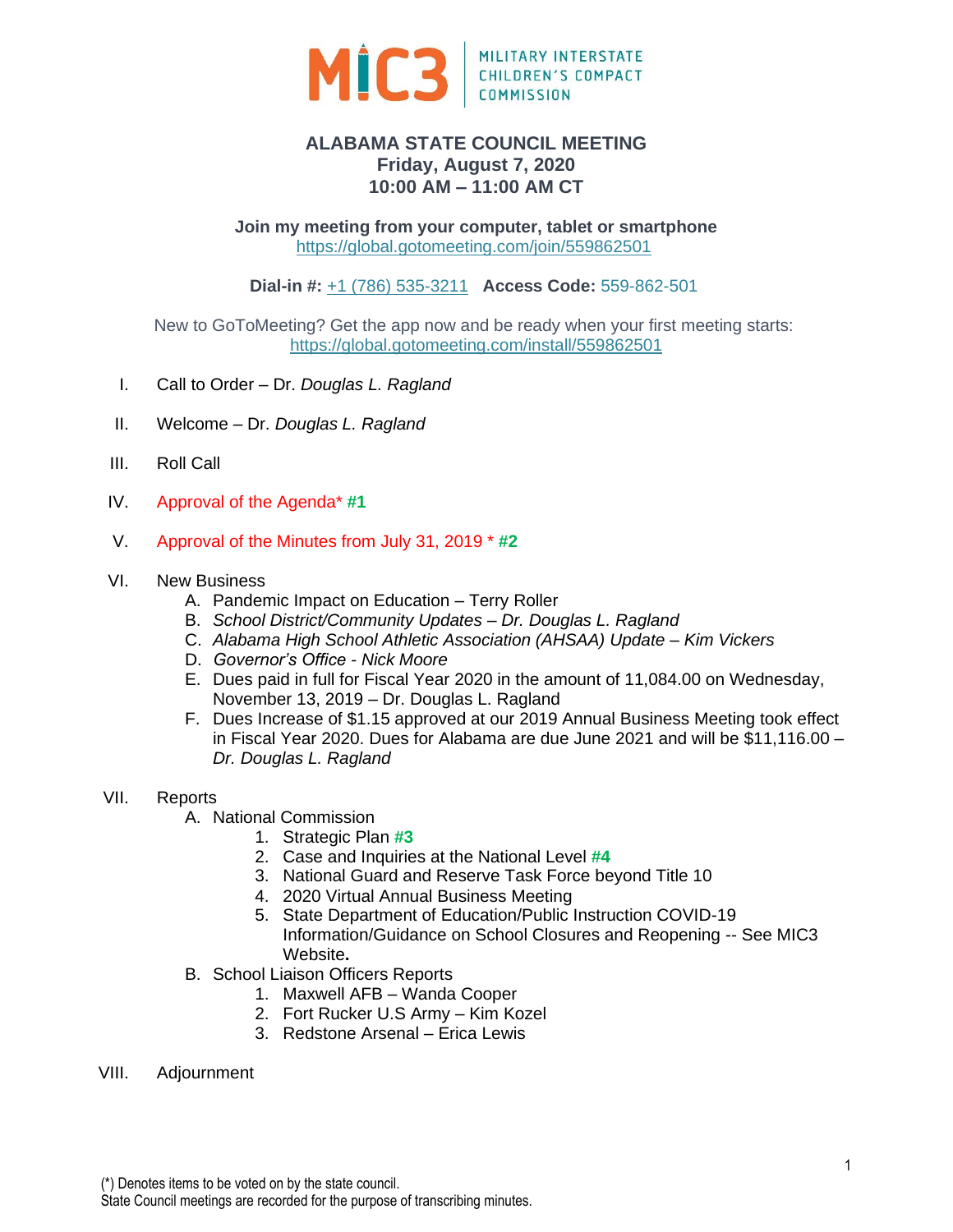MIC3 | MILITARY INTERSTATE CHILDREN'S COMPACT COMMISSION

# ALABAMA STATE COUNCIL MEETING
## Friday, August 7, 2020
## 10:00 AM – 11:00 AM CT

**Join my meeting from your computer, tablet or smartphone**
https://global.gotomeeting.com/join/559862501

**Dial-in #:** +1 (786) 535-3211 **Access Code:** 559-862-501

New to GoToMeeting? Get the app now and be ready when your first meeting starts:
https://global.gotomeeting.com/install/559862501

I. Call to Order – Dr. *Douglas L. Ragland*

II. Welcome – Dr. *Douglas L. Ragland*

III. Roll Call

IV. Approval of the Agenda* **#1**

V. Approval of the Minutes from July 31, 2019 * **#2**

VI. New Business
   A. Pandemic Impact on Education – Terry Roller
   B. *School District/Community Updates – Dr. Douglas L. Ragland*
   C. *Alabama High School Athletic Association (AHSAA) Update – Kim Vickers*
   D. *Governor's Office - Nick Moore*
   E. Dues paid in full for Fiscal Year 2020 in the amount of 11,084.00 on Wednesday, November 13, 2019 – Dr. Douglas L. Ragland
   F. Dues Increase of $1.15 approved at our 2019 Annual Business Meeting took effect in Fiscal Year 2020. Dues for Alabama are due June 2021 and will be $11,116.00 – *Dr. Douglas L. Ragland*

VII. Reports
   A. National Commission
      1. Strategic Plan **#3**
      2. Case and Inquiries at the National Level **#4**
      3. National Guard and Reserve Task Force beyond Title 10
      4. 2020 Virtual Annual Business Meeting
      5. State Department of Education/Public Instruction COVID-19 Information/Guidance on School Closures and Reopening -- See MIC3 Website.
   B. School Liaison Officers Reports
      1. Maxwell AFB – Wanda Cooper
      2. Fort Rucker U.S Army – Kim Kozel
      3. Redstone Arsenal – Erica Lewis

VIII. Adjournment

(*) Denotes items to be voted on by the state council.
State Council meetings are recorded for the purpose of transcribing minutes.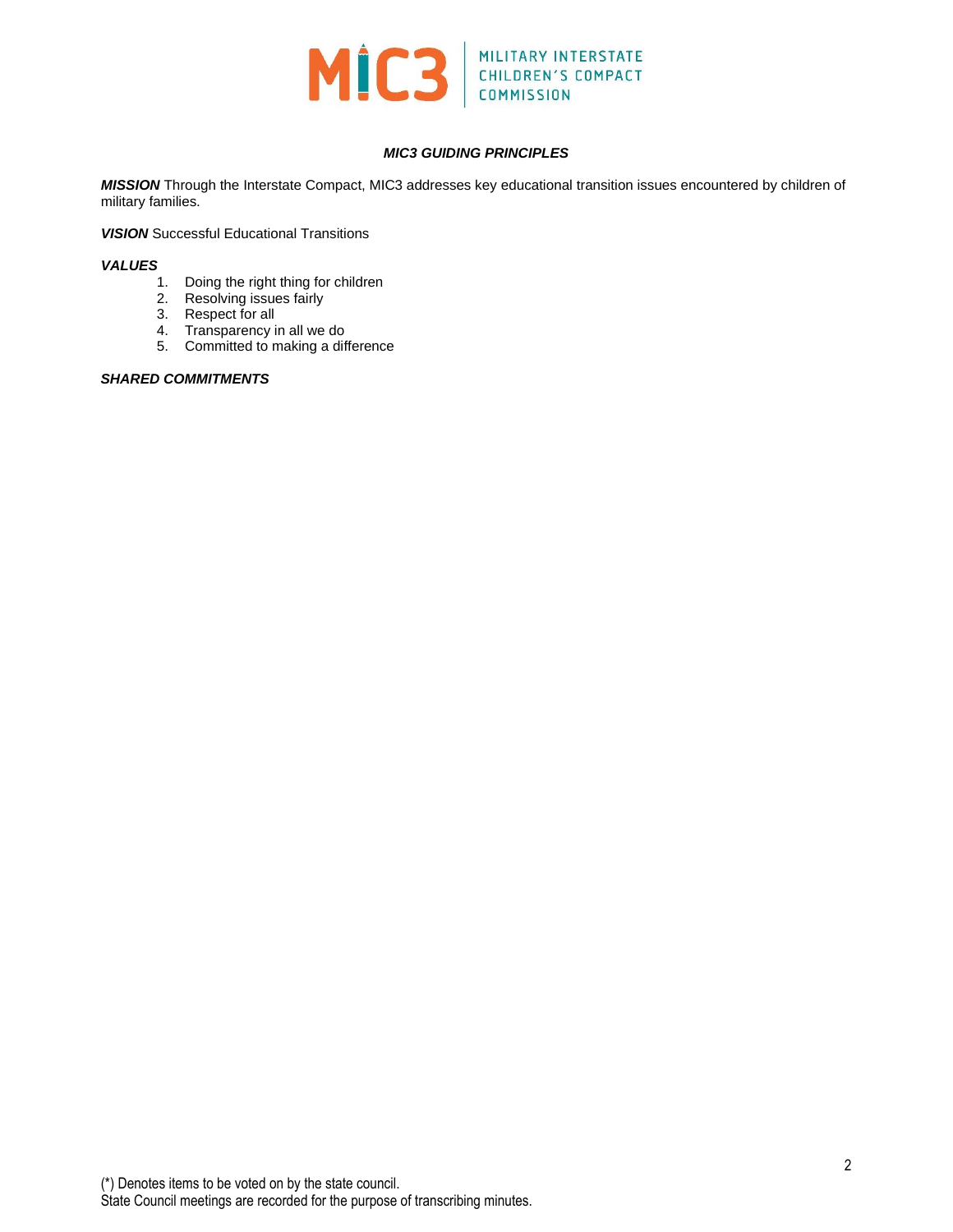**MILITARY INTERSTATE CHILDREN'S COMPACT COMMISSION**

***MIC3 GUIDING PRINCIPLES***

***MISSION*** Through the Interstate Compact, MIC3 addresses key educational transition issues encountered by children of military families.

***VISION*** Successful Educational Transitions

***VALUES***

1. Doing the right thing for children
2. Resolving issues fairly
3. Respect for all
4. Transparency in all we do
5. Committed to making a difference

***SHARED COMMITMENTS***

(*) Denotes items to be voted on by the state council.
State Council meetings are recorded for the purpose of transcribing minutes.